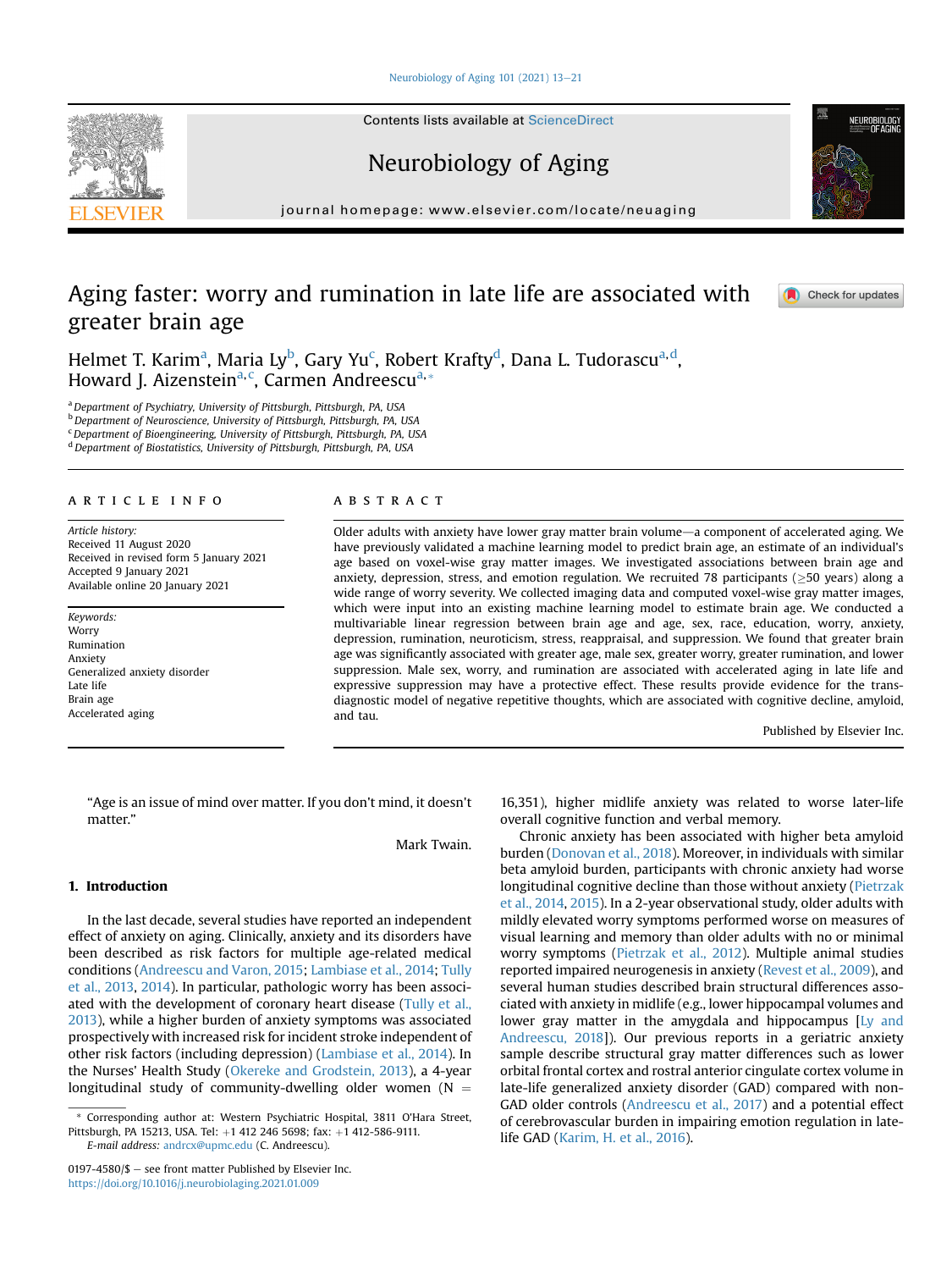# Aging faster: worry and rumination in late life are associated with greater brain age

Helmet T. Karim[a], Maria Ly[b], Gary Yu[c], Robert Krafty[d], Dana L. Tudorascu[a,d], Howard J. Aizenstein[a,c], Carmen Andreescu[a,*]

[a] Department of Psychiatry, University of Pittsburgh, Pittsburgh, PA, USA
[b] Department of Neuroscience, University of Pittsburgh, Pittsburgh, PA, USA
[c] Department of Bioengineering, University of Pittsburgh, Pittsburgh, PA, USA
[d] Department of Biostatistics, University of Pittsburgh, Pittsburgh, PA, USA

## ARTICLE INFO

*Article history:*
Received 11 August 2020
Received in revised form 5 January 2021
Accepted 9 January 2021
Available online 20 January 2021

*Keywords:*
Worry
Rumination
Anxiety
Generalized anxiety disorder
Late life
Brain age
Accelerated aging

## ABSTRACT

Older adults with anxiety have lower gray matter brain volume—a component of accelerated aging. We have previously validated a machine learning model to predict brain age, an estimate of an individual's age based on voxel-wise gray matter images. We investigated associations between brain age and anxiety, depression, stress, and emotion regulation. We recruited 78 participants (≥50 years) along a wide range of worry severity. We collected imaging data and computed voxel-wise gray matter images, which were input into an existing machine learning model to estimate brain age. We conducted a multivariable linear regression between brain age and age, sex, race, education, worry, anxiety, depression, rumination, neuroticism, stress, reappraisal, and suppression. We found that greater brain age was significantly associated with greater age, male sex, greater worry, greater rumination, and lower suppression. Male sex, worry, and rumination are associated with accelerated aging in late life and expressive suppression may have a protective effect. These results provide evidence for the transdiagnostic model of negative repetitive thoughts, which are associated with cognitive decline, amyloid, and tau.

Published by Elsevier Inc.

"Age is an issue of mind over matter. If you don't mind, it doesn't matter."

Mark Twain.

## 1. Introduction

In the last decade, several studies have reported an independent effect of anxiety on aging. Clinically, anxiety and its disorders have been described as risk factors for multiple age-related medical conditions (Andreescu and Varon, 2015; Lambiase et al., 2014; Tully et al., 2013, 2014). In particular, pathologic worry has been associated with the development of coronary heart disease (Tully et al., 2013), while a higher burden of anxiety symptoms was associated prospectively with increased risk for incident stroke independent of other risk factors (including depression) (Lambiase et al., 2014). In the Nurses' Health Study (Okereke and Grodstein, 2013), a 4-year longitudinal study of community-dwelling older women (N = 16,351), higher midlife anxiety was related to worse later-life overall cognitive function and verbal memory.

Chronic anxiety has been associated with higher beta amyloid burden (Donovan et al., 2018). Moreover, in individuals with similar beta amyloid burden, participants with chronic anxiety had worse longitudinal cognitive decline than those without anxiety (Pietrzak et al., 2014, 2015). In a 2-year observational study, older adults with mildly elevated worry symptoms performed worse on measures of visual learning and memory than older adults with no or minimal worry symptoms (Pietrzak et al., 2012). Multiple animal studies reported impaired neurogenesis in anxiety (Revest et al., 2009), and several human studies described brain structural differences associated with anxiety in midlife (e.g., lower hippocampal volumes and lower gray matter in the amygdala and hippocampus [Ly and Andreescu, 2018]). Our previous reports in a geriatric anxiety sample describe structural gray matter differences such as lower orbital frontal cortex and rostral anterior cingulate cortex volume in late-life generalized anxiety disorder (GAD) compared with non-GAD older controls (Andreescu et al., 2017) and a potential effect of cerebrovascular burden in impairing emotion regulation in late-life GAD (Karim, H. et al., 2016).

* Corresponding author at: Western Psychiatric Hospital, 3811 O'Hara Street, Pittsburgh, PA 15213, USA. Tel: +1 412 246 5698; fax: +1 412-586-9111.
*E-mail address:* andrcx@upmc.edu (C. Andreescu).

0197-4580/$ – see front matter Published by Elsevier Inc.
https://doi.org/10.1016/j.neurobiolaging.2021.01.009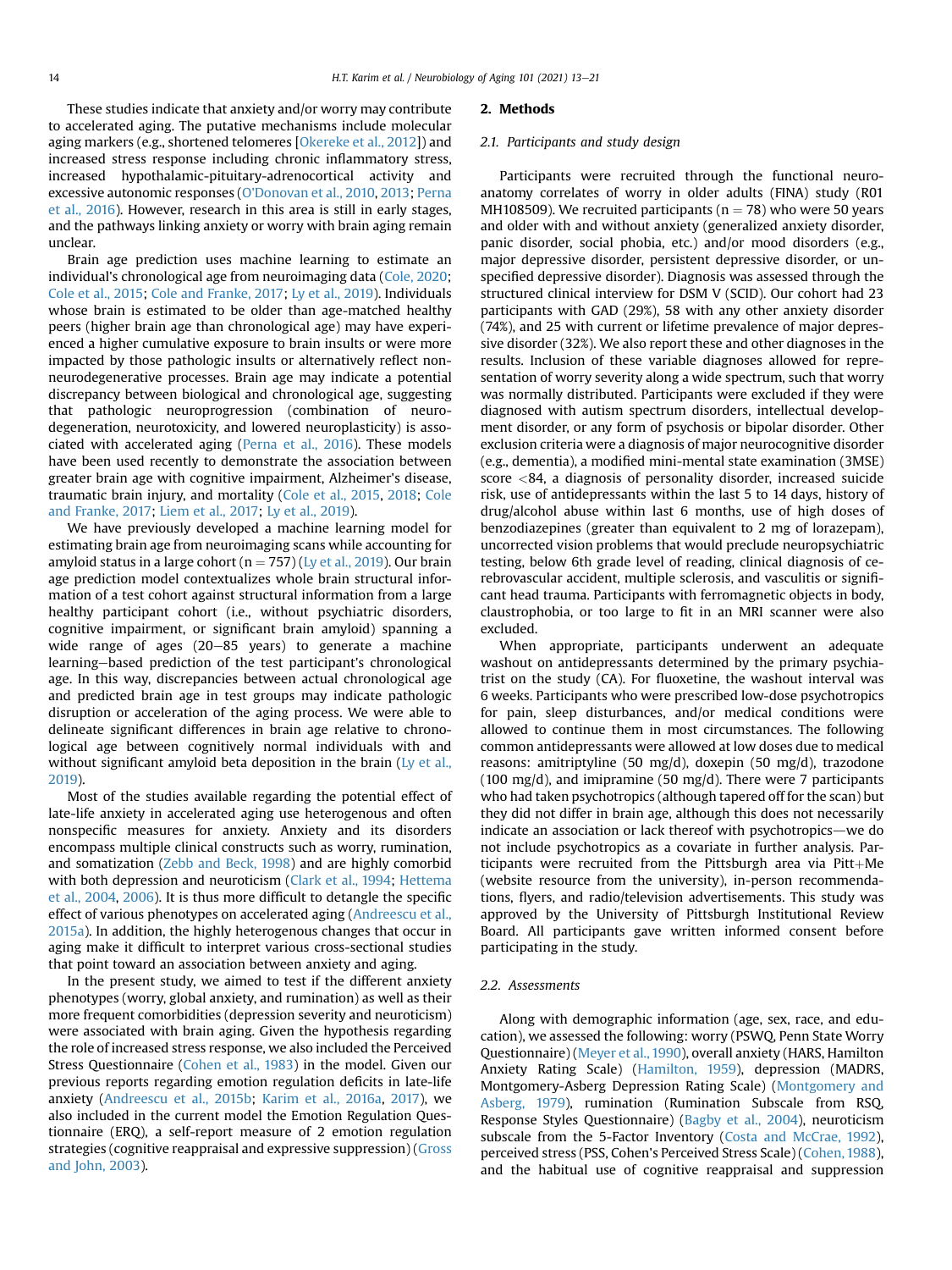These studies indicate that anxiety and/or worry may contribute to accelerated aging. The putative mechanisms include molecular aging markers (e.g., shortened telomeres [Okereke et al., 2012]) and increased stress response including chronic inflammatory stress, increased hypothalamic-pituitary-adrenocortical activity and excessive autonomic responses (O'Donovan et al., 2010, 2013; Perna et al., 2016). However, research in this area is still in early stages, and the pathways linking anxiety or worry with brain aging remain unclear.

Brain age prediction uses machine learning to estimate an individual's chronological age from neuroimaging data (Cole, 2020; Cole et al., 2015; Cole and Franke, 2017; Ly et al., 2019). Individuals whose brain is estimated to be older than age-matched healthy peers (higher brain age than chronological age) may have experienced a higher cumulative exposure to brain insults or were more impacted by those pathologic insults or alternatively reflect non-neurodegenerative processes. Brain age may indicate a potential discrepancy between biological and chronological age, suggesting that pathologic neuroprogression (combination of neurodegeneration, neurotoxicity, and lowered neuroplasticity) is associated with accelerated aging (Perna et al., 2016). These models have been used recently to demonstrate the association between greater brain age with cognitive impairment, Alzheimer's disease, traumatic brain injury, and mortality (Cole et al., 2015, 2018; Cole and Franke, 2017; Liem et al., 2017; Ly et al., 2019).

We have previously developed a machine learning model for estimating brain age from neuroimaging scans while accounting for amyloid status in a large cohort (n = 757) (Ly et al., 2019). Our brain age prediction model contextualizes whole brain structural information of a test cohort against structural information from a large healthy participant cohort (i.e., without psychiatric disorders, cognitive impairment, or significant brain amyloid) spanning a wide range of ages (20–85 years) to generate a machine learning–based prediction of the test participant's chronological age. In this way, discrepancies between actual chronological age and predicted brain age in test groups may indicate pathologic disruption or acceleration of the aging process. We were able to delineate significant differences in brain age relative to chronological age between cognitively normal individuals with and without significant amyloid beta deposition in the brain (Ly et al., 2019).

Most of the studies available regarding the potential effect of late-life anxiety in accelerated aging use heterogeneous and often nonspecific measures for anxiety. Anxiety and its disorders encompass multiple clinical constructs such as worry, rumination, and somatization (Zebb and Beck, 1998) and are highly comorbid with both depression and neuroticism (Clark et al., 1994; Hettema et al., 2004, 2006). It is thus more difficult to detangle the specific effect of various phenotypes on accelerated aging (Andreescu et al., 2015a). In addition, the highly heterogeneous changes that occur in aging make it difficult to interpret various cross-sectional studies that point toward an association between anxiety and aging.

In the present study, we aimed to test if the different anxiety phenotypes (worry, global anxiety, and rumination) as well as their more frequent comorbidities (depression severity and neuroticism) were associated with brain aging. Given the hypothesis regarding the role of increased stress response, we also included the Perceived Stress Questionnaire (Cohen et al., 1983) in the model. Given our previous reports regarding emotion regulation deficits in late-life anxiety (Andreescu et al., 2015b; Karim et al., 2016a, 2017), we also included in the current model the Emotion Regulation Questionnaire (ERQ), a self-report measure of 2 emotion regulation strategies (cognitive reappraisal and expressive suppression) (Gross and John, 2003).

## 2. Methods

### 2.1. Participants and study design

Participants were recruited through the functional neuroanatomy correlates of worry in older adults (FINA) study (R01 MH108509). We recruited participants (n = 78) who were 50 years and older with and without anxiety (generalized anxiety disorder, panic disorder, social phobia, etc.) and/or mood disorders (e.g., major depressive disorder, persistent depressive disorder, or unspecified depressive disorder). Diagnosis was assessed through the structured clinical interview for DSM V (SCID). Our cohort had 23 participants with GAD (29%), 58 with any other anxiety disorder (74%), and 25 with current or lifetime prevalence of major depressive disorder (32%). We also report these and other diagnoses in the results. Inclusion of these variable diagnoses allowed for representation of worry severity along a wide spectrum, such that worry was normally distributed. Participants were excluded if they were diagnosed with autism spectrum disorders, intellectual development disorder, or any form of psychosis or bipolar disorder. Other exclusion criteria were a diagnosis of major neurocognitive disorder (e.g., dementia), a modified mini-mental state examination (3MSE) score <84, a diagnosis of personality disorder, increased suicide risk, use of antidepressants within the last 5 to 14 days, history of drug/alcohol abuse within last 6 months, use of high doses of benzodiazepines (greater than equivalent to 2 mg of lorazepam), uncorrected vision problems that would preclude neuropsychiatric testing, below 6th grade level of reading, clinical diagnosis of cerebrovascular accident, multiple sclerosis, and vasculitis or significant head trauma. Participants with ferromagnetic objects in body, claustrophobia, or too large to fit in an MRI scanner were also excluded.

When appropriate, participants underwent an adequate washout on antidepressants determined by the primary psychiatrist on the study (CA). For fluoxetine, the washout interval was 6 weeks. Participants who were prescribed low-dose psychotropics for pain, sleep disturbances, and/or medical conditions were allowed to continue them in most circumstances. The following common antidepressants were allowed at low doses due to medical reasons: amitriptyline (50 mg/d), doxepin (50 mg/d), trazodone (100 mg/d), and imipramine (50 mg/d). There were 7 participants who had taken psychotropics (although tapered off for the scan) but they did not differ in brain age, although this does not necessarily indicate an association or lack thereof with psychotropics—we do not include psychotropics as a covariate in further analysis. Participants were recruited from the Pittsburgh area via Pitt+Me (website resource from the university), in-person recommendations, flyers, and radio/television advertisements. This study was approved by the University of Pittsburgh Institutional Review Board. All participants gave written informed consent before participating in the study.

### 2.2. Assessments

Along with demographic information (age, sex, race, and education), we assessed the following: worry (PSWQ, Penn State Worry Questionnaire) (Meyer et al., 1990), overall anxiety (HARS, Hamilton Anxiety Rating Scale) (Hamilton, 1959), depression (MADRS, Montgomery-Asberg Depression Rating Scale) (Montgomery and Asberg, 1979), rumination (Rumination Subscale from RSQ, Response Styles Questionnaire) (Bagby et al., 2004), neuroticism subscale from the 5-Factor Inventory (Costa and McCrae, 1992), perceived stress (PSS, Cohen's Perceived Stress Scale) (Cohen, 1988), and the habitual use of cognitive reappraisal and suppression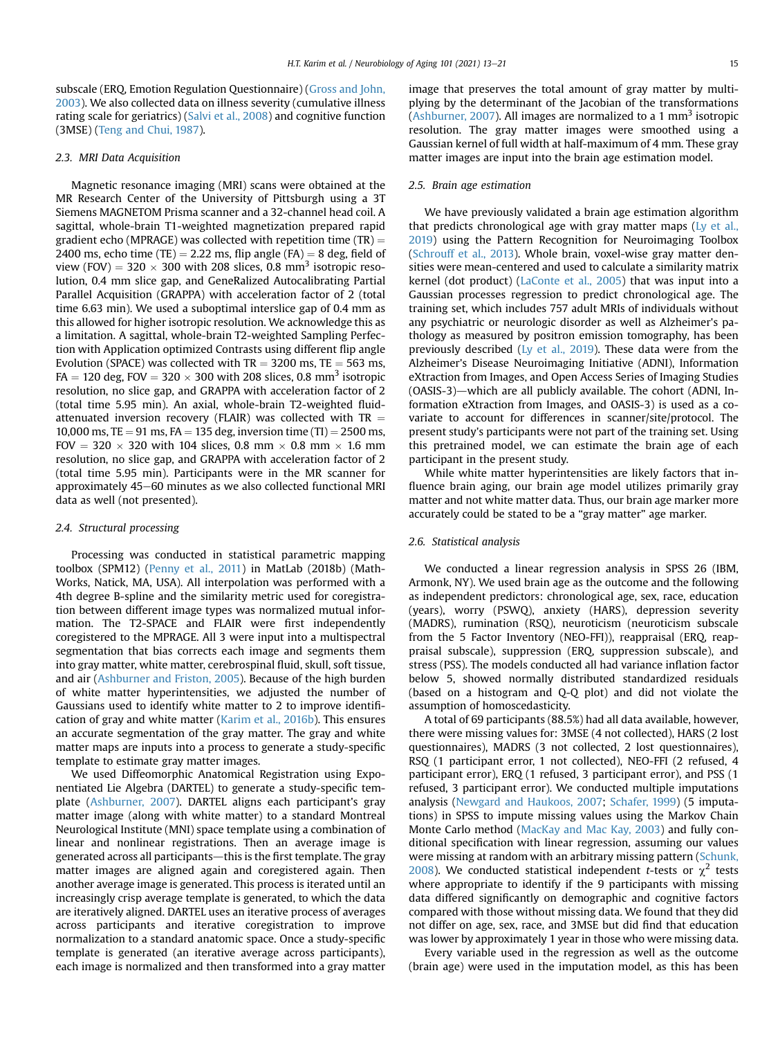subscale (ERQ, Emotion Regulation Questionnaire) (Gross and John, 2003). We also collected data on illness severity (cumulative illness rating scale for geriatrics) (Salvi et al., 2008) and cognitive function (3MSE) (Teng and Chui, 1987).

### 2.3. MRI Data Acquisition

Magnetic resonance imaging (MRI) scans were obtained at the MR Research Center of the University of Pittsburgh using a 3T Siemens MAGNETOM Prisma scanner and a 32-channel head coil. A sagittal, whole-brain T1-weighted magnetization prepared rapid gradient echo (MPRAGE) was collected with repetition time (TR) = 2400 ms, echo time (TE) = 2.22 ms, flip angle (FA) = 8 deg, field of view (FOV) = 320 × 300 with 208 slices, 0.8 mm$^3$ isotropic resolution, 0.4 mm slice gap, and GeneRalized Autocalibrating Partial Parallel Acquisition (GRAPPA) with acceleration factor of 2 (total time 6.63 min). We used a suboptimal interslice gap of 0.4 mm as this allowed for higher isotropic resolution. We acknowledge this as a limitation. A sagittal, whole-brain T2-weighted Sampling Perfection with Application optimized Contrasts using different flip angle Evolution (SPACE) was collected with TR = 3200 ms, TE = 563 ms, FA = 120 deg, FOV = 320 × 300 with 208 slices, 0.8 mm$^3$ isotropic resolution, no slice gap, and GRAPPA with acceleration factor of 2 (total time 5.95 min). An axial, whole-brain T2-weighted fluid-attenuated inversion recovery (FLAIR) was collected with TR = 10,000 ms, TE = 91 ms, FA = 135 deg, inversion time (TI) = 2500 ms, FOV = 320 × 320 with 104 slices, 0.8 mm × 0.8 mm × 1.6 mm resolution, no slice gap, and GRAPPA with acceleration factor of 2 (total time 5.95 min). Participants were in the MR scanner for approximately 45–60 minutes as we also collected functional MRI data as well (not presented).

### 2.4. Structural processing

Processing was conducted in statistical parametric mapping toolbox (SPM12) (Penny et al., 2011) in MatLab (2018b) (MathWorks, Natick, MA, USA). All interpolation was performed with a 4th degree B-spline and the similarity metric used for coregistration between different image types was normalized mutual information. The T2-SPACE and FLAIR were first independently coregistered to the MPRAGE. All 3 were input into a multispectral segmentation that bias corrects each image and segments them into gray matter, white matter, cerebrospinal fluid, skull, soft tissue, and air (Ashburner and Friston, 2005). Because of the high burden of white matter hyperintensities, we adjusted the number of Gaussians used to identify white matter to 2 to improve identification of gray and white matter (Karim et al., 2016b). This ensures an accurate segmentation of the gray matter. The gray and white matter maps are inputs into a process to generate a study-specific template to estimate gray matter images.

We used Diffeomorphic Anatomical Registration using Exponentiated Lie Algebra (DARTEL) to generate a study-specific template (Ashburner, 2007). DARTEL aligns each participant's gray matter image (along with white matter) to a standard Montreal Neurological Institute (MNI) space template using a combination of linear and nonlinear registrations. Then an average image is generated across all participants—this is the first template. The gray matter images are aligned again and coregistered again. Then another average image is generated. This process is iterated until an increasingly crisp average template is generated, to which the data are iteratively aligned. DARTEL uses an iterative process of averages across participants and iterative coregistration to improve normalization to a standard anatomic space. Once a study-specific template is generated (an iterative average across participants), each image is normalized and then transformed into a gray matter image that preserves the total amount of gray matter by multiplying by the determinant of the Jacobian of the transformations (Ashburner, 2007). All images are normalized to a 1 mm$^3$ isotropic resolution. The gray matter images were smoothed using a Gaussian kernel of full width at half-maximum of 4 mm. These gray matter images are input into the brain age estimation model.

### 2.5. Brain age estimation

We have previously validated a brain age estimation algorithm that predicts chronological age with gray matter maps (Ly et al., 2019) using the Pattern Recognition for Neuroimaging Toolbox (Schrouff et al., 2013). Whole brain, voxel-wise gray matter densities were mean-centered and used to calculate a similarity matrix kernel (dot product) (LaConte et al., 2005) that was input into a Gaussian processes regression to predict chronological age. The training set, which includes 757 adult MRIs of individuals without any psychiatric or neurologic disorder as well as Alzheimer's pathology as measured by positron emission tomography, has been previously described (Ly et al., 2019). These data were from the Alzheimer's Disease Neuroimaging Initiative (ADNI), Information eXtraction from Images, and Open Access Series of Imaging Studies (OASIS-3)—which are all publicly available. The cohort (ADNI, Information eXtraction from Images, and OASIS-3) is used as a covariate to account for differences in scanner/site/protocol. The present study's participants were not part of the training set. Using this pretrained model, we can estimate the brain age of each participant in the present study.

While white matter hyperintensities are likely factors that influence brain aging, our brain age model utilizes primarily gray matter and not white matter data. Thus, our brain age marker more accurately could be stated to be a "gray matter" age marker.

### 2.6. Statistical analysis

We conducted a linear regression analysis in SPSS 26 (IBM, Armonk, NY). We used brain age as the outcome and the following as independent predictors: chronological age, sex, race, education (years), worry (PSWQ), anxiety (HARS), depression severity (MADRS), rumination (RSQ), neuroticism (neuroticism subscale from the 5 Factor Inventory (NEO-FFI)), reappraisal (ERQ, reappraisal subscale), suppression (ERQ, suppression subscale), and stress (PSS). The models conducted all had variance inflation factor below 5, showed normally distributed standardized residuals (based on a histogram and Q-Q plot) and did not violate the assumption of homoscedasticity.

A total of 69 participants (88.5%) had all data available, however, there were missing values for: 3MSE (4 not collected), HARS (2 lost questionnaires), MADRS (3 not collected, 2 lost questionnaires), RSQ (1 participant error, 1 not collected), NEO-FFI (2 refused, 4 participant error), ERQ (1 refused, 3 participant error), and PSS (1 refused, 3 participant error). We conducted multiple imputations analysis (Newgard and Haukoos, 2007; Schafer, 1999) (5 imputations) in SPSS to impute missing values using the Markov Chain Monte Carlo method (MacKay and Mac Kay, 2003) and fully conditional specification with linear regression, assuming our values were missing at random with an arbitrary missing pattern (Schunk, 2008). We conducted statistical independent $t$-tests or $\chi^2$ tests where appropriate to identify if the 9 participants with missing data differed significantly on demographic and cognitive factors compared with those without missing data. We found that they did not differ on age, sex, race, and 3MSE but did find that education was lower by approximately 1 year in those who were missing data.

Every variable used in the regression as well as the outcome (brain age) were used in the imputation model, as this has been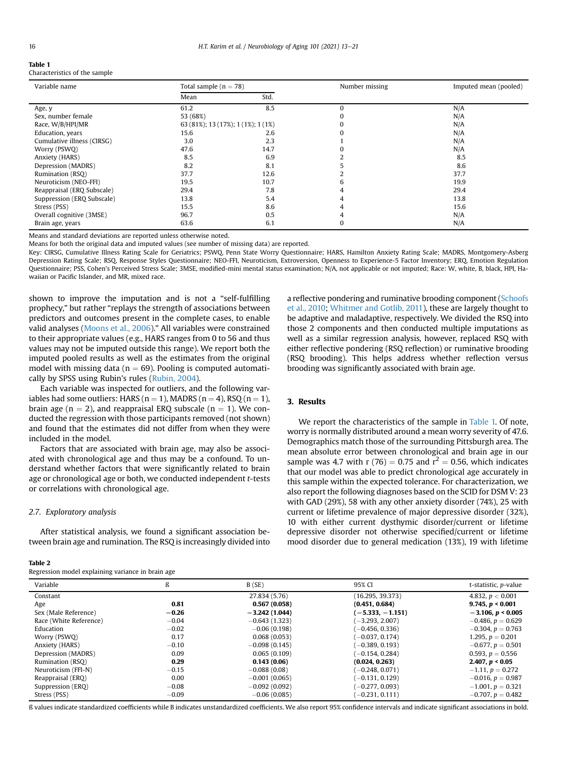**Table 1**
Characteristics of the sample

| Variable name | Total sample (n = 78) | | Number missing | Imputed mean (pooled) |
|---|---|---|---|---|
| | Mean | Std. | | |
| Age, y | 61.2 | 8.5 | 0 | N/A |
| Sex, number female | 53 (68%) | | 0 | N/A |
| Race, W/B/HPI/MR | 63 (81%); 13 (17%); 1 (1%); 1 (1%) | | 0 | N/A |
| Education, years | 15.6 | 2.6 | 0 | N/A |
| Cumulative illness (CIRSG) | 3.0 | 2.3 | 1 | N/A |
| Worry (PSWQ) | 47.6 | 14.7 | 0 | N/A |
| Anxiety (HARS) | 8.5 | 6.9 | 2 | 8.5 |
| Depression (MADRS) | 8.2 | 8.1 | 5 | 8.6 |
| Rumination (RSQ) | 37.7 | 12.6 | 2 | 37.7 |
| Neuroticism (NEO-FFI) | 19.5 | 10.7 | 6 | 19.9 |
| Reappraisal (ERQ Subscale) | 29.4 | 7.8 | 4 | 29.4 |
| Suppression (ERQ Subscale) | 13.8 | 5.4 | 4 | 13.8 |
| Stress (PSS) | 15.5 | 8.6 | 4 | 15.6 |
| Overall cognitive (3MSE) | 96.7 | 0.5 | 4 | N/A |
| Brain age, years | 63.6 | 6.1 | 0 | N/A |

Means and standard deviations are reported unless otherwise noted.
Means for both the original data and imputed values (see number of missing data) are reported.
Key: CIRSG, Cumulative Illness Rating Scale for Geriatrics; PSWQ, Penn State Worry Questionnaire; HARS, Hamilton Anxiety Rating Scale; MADRS, Montgomery-Asberg Depression Rating Scale; RSQ, Response Styles Questionnaire; NEO-FFI, Neuroticism, Extroversion, Openness to Experience-5 Factor Inventory; ERQ, Emotion Regulation Questionnaire; PSS, Cohen's Perceived Stress Scale; 3MSE, modified-mini mental status examination; N/A, not applicable or not imputed; Race: W, white, B, black, HPI, Hawaiian or Pacific Islander, and MR, mixed race.

shown to improve the imputation and is not a "self-fulfilling prophecy," but rather "replays the strength of associations between predictors and outcomes present in the complete cases, to enable valid analyses (Moons et al., 2006)." All variables were constrained to their appropriate values (e.g., HARS ranges from 0 to 56 and thus values may not be imputed outside this range). We report both the imputed pooled results as well as the estimates from the original model with missing data ($n = 69$). Pooling is computed automatically by SPSS using Rubin's rules (Rubin, 2004).

Each variable was inspected for outliers, and the following variables had some outliers: HARS ($n = 1$), MADRS ($n = 4$), RSQ ($n = 1$), brain age ($n = 2$), and reappraisal ERQ subscale ($n = 1$). We conducted the regression with those participants removed (not shown) and found that the estimates did not differ from when they were included in the model.

Factors that are associated with brain age, may also be associated with chronological age and thus may be a confound. To understand whether factors that were significantly related to brain age or chronological age or both, we conducted independent *t*-tests or correlations with chronological age.

### 2.7. Exploratory analysis

After statistical analysis, we found a significant association between brain age and rumination. The RSQ is increasingly divided into a reflective pondering and ruminative brooding component (Schoofs et al., 2010; Whitmer and Gotlib, 2011), these are largely thought to be adaptive and maladaptive, respectively. We divided the RSQ into those 2 components and then conducted multiple imputations as well as a similar regression analysis, however, replaced RSQ with either reflective pondering (RSQ reflection) or ruminative brooding (RSQ brooding). This helps address whether reflection versus brooding was significantly associated with brain age.

## 3. Results

We report the characteristics of the sample in Table 1. Of note, worry is normally distributed around a mean worry severity of 47.6. Demographics match those of the surrounding Pittsburgh area. The mean absolute error between chronological and brain age in our sample was 4.7 with $r(76) = 0.75$ and $r^2 = 0.56$, which indicates that our model was able to predict chronological age accurately in this sample within the expected tolerance. For characterization, we also report the following diagnoses based on the SCID for DSM V: 23 with GAD (29%), 58 with any other anxiety disorder (74%), 25 with current or lifetime prevalence of major depressive disorder (32%), 10 with either current dysthymic disorder/current or lifetime depressive disorder not otherwise specified/current or lifetime mood disorder due to general medication (13%), 19 with lifetime

**Table 2**
Regression model explaining variance in brain age

| Variable | ß | B (SE) | 95% CI | t-statistic, *p*-value |
|---|---|---|---|---|
| Constant | | 27.834 (5.76) | (16.295, 39.373) | 4.832, $p < 0.001$ |
| Age | **0.81** | **0.567 (0.058)** | **(0.451, 0.684)** | **9.745, $p < 0.001$** |
| Sex (Male Reference) | **−0.26** | **−3.242 (1.044)** | **(−5.333, −1.151)** | **−3.106, $p < 0.005$** |
| Race (White Reference) | −0.04 | −0.643 (1.323) | (−3.293, 2.007) | −0.486, $p = 0.629$ |
| Education | −0.02 | −0.06 (0.198) | (−0.456, 0.336) | −0.304, $p = 0.763$ |
| Worry (PSWQ) | 0.17 | 0.068 (0.053) | (−0.037, 0.174) | 1.295, $p = 0.201$ |
| Anxiety (HARS) | −0.10 | −0.098 (0.145) | (−0.389, 0.193) | −0.677, $p = 0.501$ |
| Depression (MADRS) | 0.09 | 0.065 (0.109) | (−0.154, 0.284) | 0.593, $p = 0.556$ |
| Rumination (RSQ) | **0.29** | **0.143 (0.06)** | **(0.024, 0.263)** | **2.407, $p < 0.05$** |
| Neuroticism (FFI-N) | −0.15 | −0.088 (0.08) | (−0.248, 0.071) | −1.11, $p = 0.272$ |
| Reappraisal (ERQ) | 0.00 | −0.001 (0.065) | (−0.131, 0.129) | −0.016, $p = 0.987$ |
| Suppression (ERQ) | −0.08 | −0.092 (0.092) | (−0.277, 0.093) | −1.001, $p = 0.321$ |
| Stress (PSS) | −0.09 | −0.06 (0.085) | (−0.231, 0.111) | −0.707, $p = 0.482$ |

ß values indicate standardized coefficients while B indicates unstandardized coefficients. We also report 95% confidence intervals and indicate significant associations in bold.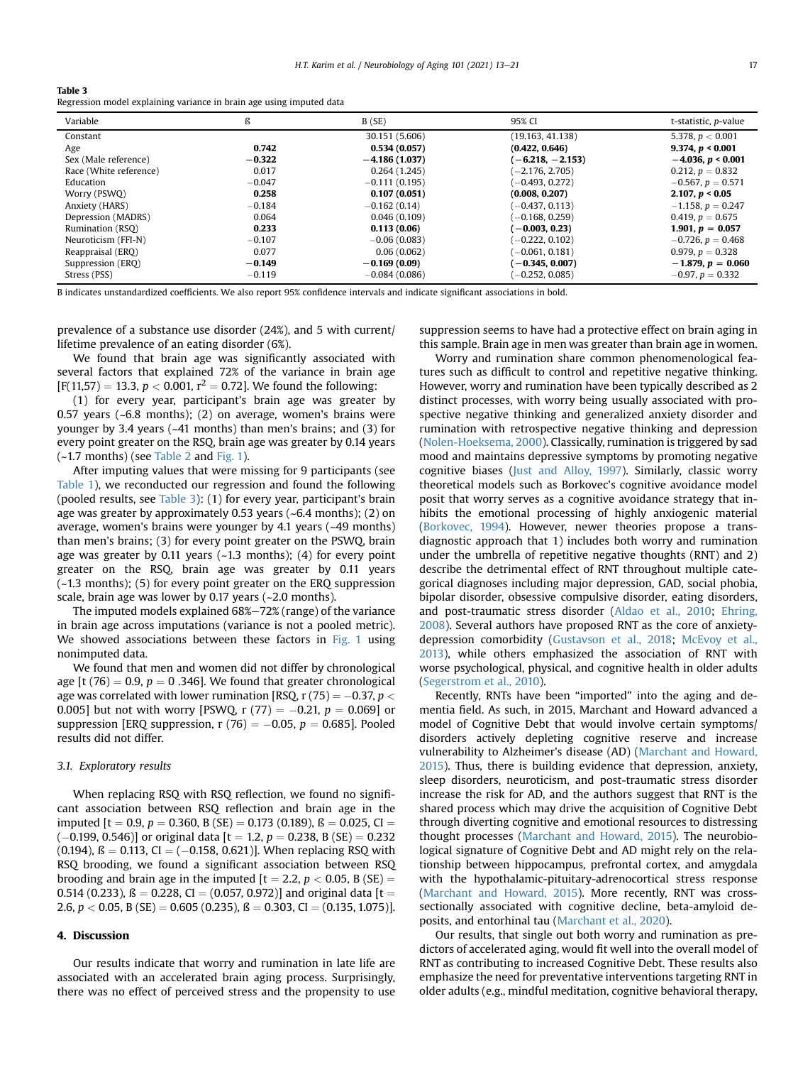**Table 3**
Regression model explaining variance in brain age using imputed data

| Variable | ß | B (SE) | 95% CI | t-statistic, p-value |
|---|---|---|---|---|
| Constant | | 30.151 (5.606) | (19.163, 41.138) | 5.378, $p < 0.001$ |
| Age | **0.742** | **0.534 (0.057)** | **(0.422, 0.646)** | **9.374, $p < 0.001$** |
| Sex (Male reference) | **−0.322** | **−4.186 (1.037)** | **(−6.218, −2.153)** | **−4.036, $p < 0.001$** |
| Race (White reference) | 0.017 | 0.264 (1.245) | (−2.176, 2.705) | 0.212, $p = 0.832$ |
| Education | −0.047 | −0.111 (0.195) | (−0.493, 0.272) | −0.567, $p = 0.571$ |
| Worry (PSWQ) | **0.258** | **0.107 (0.051)** | **(0.008, 0.207)** | **2.107, $p < 0.05$** |
| Anxiety (HARS) | −0.184 | −0.162 (0.14) | (−0.437, 0.113) | −1.158, $p = 0.247$ |
| Depression (MADRS) | 0.064 | 0.046 (0.109) | (−0.168, 0.259) | 0.419, $p = 0.675$ |
| Rumination (RSQ) | **0.233** | **0.113 (0.06)** | **(−0.003, 0.23)** | **1.901, $p = 0.057$** |
| Neuroticism (FFI-N) | −0.107 | −0.06 (0.083) | (−0.222, 0.102) | −0.726, $p = 0.468$ |
| Reappraisal (ERQ) | 0.077 | 0.06 (0.062) | (−0.061, 0.181) | 0.979, $p = 0.328$ |
| Suppression (ERQ) | **−0.149** | **−0.169 (0.09)** | **(−0.345, 0.007)** | **−1.879, $p = 0.060$** |
| Stress (PSS) | −0.119 | −0.084 (0.086) | (−0.252, 0.085) | −0.97, $p = 0.332$ |

B indicates unstandardized coefficients. We also report 95% confidence intervals and indicate significant associations in bold.

prevalence of a substance use disorder (24%), and 5 with current/lifetime prevalence of an eating disorder (6%).

We found that brain age was significantly associated with several factors that explained 72% of the variance in brain age [$F(11,57) = 13.3$, $p < 0.001$, $r^2 = 0.72$]. We found the following:

(1) for every year, participant's brain age was greater by 0.57 years (~6.8 months); (2) on average, women's brains were younger by 3.4 years (~41 months) than men's brains; and (3) for every point greater on the RSQ, brain age was greater by 0.14 years (~1.7 months) (see Table 2 and Fig. 1).

After imputing values that were missing for 9 participants (see Table 1), we reconducted our regression and found the following (pooled results, see Table 3): (1) for every year, participant's brain age was greater by approximately 0.53 years (~6.4 months); (2) on average, women's brains were younger by 4.1 years (~49 months) than men's brains; (3) for every point greater on the PSWQ, brain age was greater by 0.11 years (~1.3 months); (4) for every point greater on the RSQ, brain age was greater by 0.11 years (~1.3 months); (5) for every point greater on the ERQ suppression scale, brain age was lower by 0.17 years (~2.0 months).

The imputed models explained 68%−72% (range) of the variance in brain age across imputations (variance is not a pooled metric). We showed associations between these factors in Fig. 1 using nonimputed data.

We found that men and women did not differ by chronological age [$t(76) = 0.9$, $p = 0.346$]. We found that greater chronological age was correlated with lower rumination [RSQ, $r(75) = -0.37$, $p < 0.005$] but not with worry [PSWQ, $r(77) = -0.21$, $p = 0.069$] or suppression [ERQ suppression, $r(76) = -0.05$, $p = 0.685$]. Pooled results did not differ.

### 3.1. Exploratory results

When replacing RSQ with RSQ reflection, we found no significant association between RSQ reflection and brain age in the imputed [$t = 0.9$, $p = 0.360$, B (SE) = 0.173 (0.189), ß = 0.025, CI = (−0.199, 0.546)] or original data [$t = 1.2$, $p = 0.238$, B (SE) = 0.232 (0.194), ß = 0.113, CI = (−0.158, 0.621)]. When replacing RSQ with RSQ brooding, we found a significant association between RSQ brooding and brain age in the imputed [$t = 2.2$, $p < 0.05$, B (SE) = 0.514 (0.233), ß = 0.228, CI = (0.057, 0.972)] and original data [$t = 2.6$, $p < 0.05$, B (SE) = 0.605 (0.235), ß = 0.303, CI = (0.135, 1.075)].

## 4. Discussion

Our results indicate that worry and rumination in late life are associated with an accelerated brain aging process. Surprisingly, there was no effect of perceived stress and the propensity to use suppression seems to have had a protective effect on brain aging in this sample. Brain age in men was greater than brain age in women.

Worry and rumination share common phenomenological features such as difficult to control and repetitive negative thinking. However, worry and rumination have been typically described as 2 distinct processes, with worry being usually associated with prospective negative thinking and generalized anxiety disorder and rumination with retrospective negative thinking and depression (Nolen-Hoeksema, 2000). Classically, rumination is triggered by sad mood and maintains depressive symptoms by promoting negative cognitive biases (Just and Alloy, 1997). Similarly, classic worry theoretical models such as Borkovec's cognitive avoidance model posit that worry serves as a cognitive avoidance strategy that inhibits the emotional processing of highly anxiogenic material (Borkovec, 1994). However, newer theories propose a transdiagnostic approach that 1) includes both worry and rumination under the umbrella of repetitive negative thoughts (RNT) and 2) describe the detrimental effect of RNT throughout multiple categorical diagnoses including major depression, GAD, social phobia, bipolar disorder, obsessive compulsive disorder, eating disorders, and post-traumatic stress disorder (Aldao et al., 2010; Ehring, 2008). Several authors have proposed RNT as the core of anxiety-depression comorbidity (Gustavson et al., 2018; McEvoy et al., 2013), while others emphasized the association of RNT with worse psychological, physical, and cognitive health in older adults (Segerstrom et al., 2010).

Recently, RNTs have been "imported" into the aging and dementia field. As such, in 2015, Marchant and Howard advanced a model of Cognitive Debt that would involve certain symptoms/disorders actively depleting cognitive reserve and increase vulnerability to Alzheimer's disease (AD) (Marchant and Howard, 2015). Thus, there is building evidence that depression, anxiety, sleep disorders, neuroticism, and post-traumatic stress disorder increase the risk for AD, and the authors suggest that RNT is the shared process which may drive the acquisition of Cognitive Debt through diverting cognitive and emotional resources to distressing thought processes (Marchant and Howard, 2015). The neurobiological signature of Cognitive Debt and AD might rely on the relationship between hippocampus, prefrontal cortex, and amygdala with the hypothalamic-pituitary-adrenocortical stress response (Marchant and Howard, 2015). More recently, RNT was cross-sectionally associated with cognitive decline, beta-amyloid deposits, and entorhinal tau (Marchant et al., 2020).

Our results, that single out both worry and rumination as predictors of accelerated aging, would fit well into the overall model of RNT as contributing to increased Cognitive Debt. These results also emphasize the need for preventative interventions targeting RNT in older adults (e.g., mindful meditation, cognitive behavioral therapy,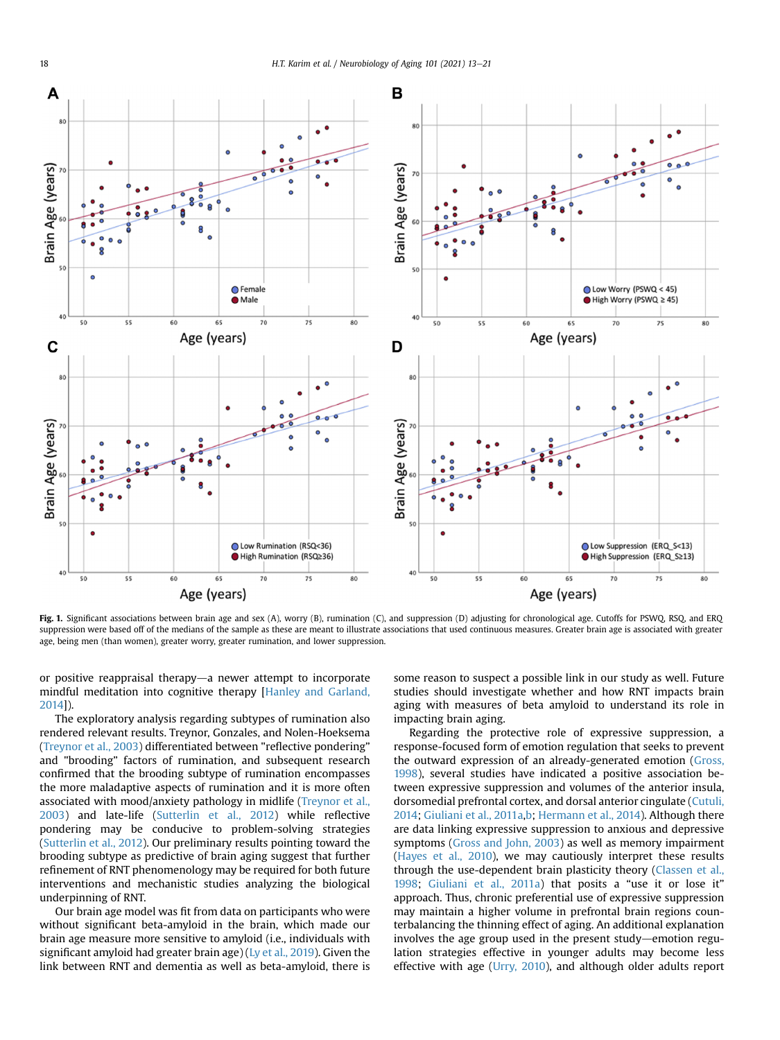Fig. 1. Significant associations between brain age and sex (A), worry (B), rumination (C), and suppression (D) adjusting for chronological age. Cutoffs for PSWQ, RSQ, and ERQ suppression were based off of the medians of the sample as these are meant to illustrate associations that used continuous measures. Greater brain age is associated with greater age, being men (than women), greater worry, greater rumination, and lower suppression.

or positive reappraisal therapy—a newer attempt to incorporate mindful meditation into cognitive therapy [Hanley and Garland, 2014]).

The exploratory analysis regarding subtypes of rumination also rendered relevant results. Treynor, Gonzales, and Nolen-Hoeksema (Treynor et al., 2003) differentiated between "reflective pondering" and "brooding" factors of rumination, and subsequent research confirmed that the brooding subtype of rumination encompasses the more maladaptive aspects of rumination and it is more often associated with mood/anxiety pathology in midlife (Treynor et al., 2003) and late-life (Sutterlin et al., 2012) while reflective pondering may be conducive to problem-solving strategies (Sutterlin et al., 2012). Our preliminary results pointing toward the brooding subtype as predictive of brain aging suggest that further refinement of RNT phenomenology may be required for both future interventions and mechanistic studies analyzing the biological underpinning of RNT.

Our brain age model was fit from data on participants who were without significant beta-amyloid in the brain, which made our brain age measure more sensitive to amyloid (i.e., individuals with significant amyloid had greater brain age) (Ly et al., 2019). Given the link between RNT and dementia as well as beta-amyloid, there is some reason to suspect a possible link in our study as well. Future studies should investigate whether and how RNT impacts brain aging with measures of beta amyloid to understand its role in impacting brain aging.

Regarding the protective role of expressive suppression, a response-focused form of emotion regulation that seeks to prevent the outward expression of an already-generated emotion (Gross, 1998), several studies have indicated a positive association between expressive suppression and volumes of the anterior insula, dorsomedial prefrontal cortex, and dorsal anterior cingulate (Cutuli, 2014; Giuliani et al., 2011a,b; Hermann et al., 2014). Although there are data linking expressive suppression to anxious and depressive symptoms (Gross and John, 2003) as well as memory impairment (Hayes et al., 2010), we may cautiously interpret these results through the use-dependent brain plasticity theory (Classen et al., 1998; Giuliani et al., 2011a) that posits a "use it or lose it" approach. Thus, chronic preferential use of expressive suppression may maintain a higher volume in prefrontal brain regions counterbalancing the thinning effect of aging. An additional explanation involves the age group used in the present study—emotion regulation strategies effective in younger adults may become less effective with age (Urry, 2010), and although older adults report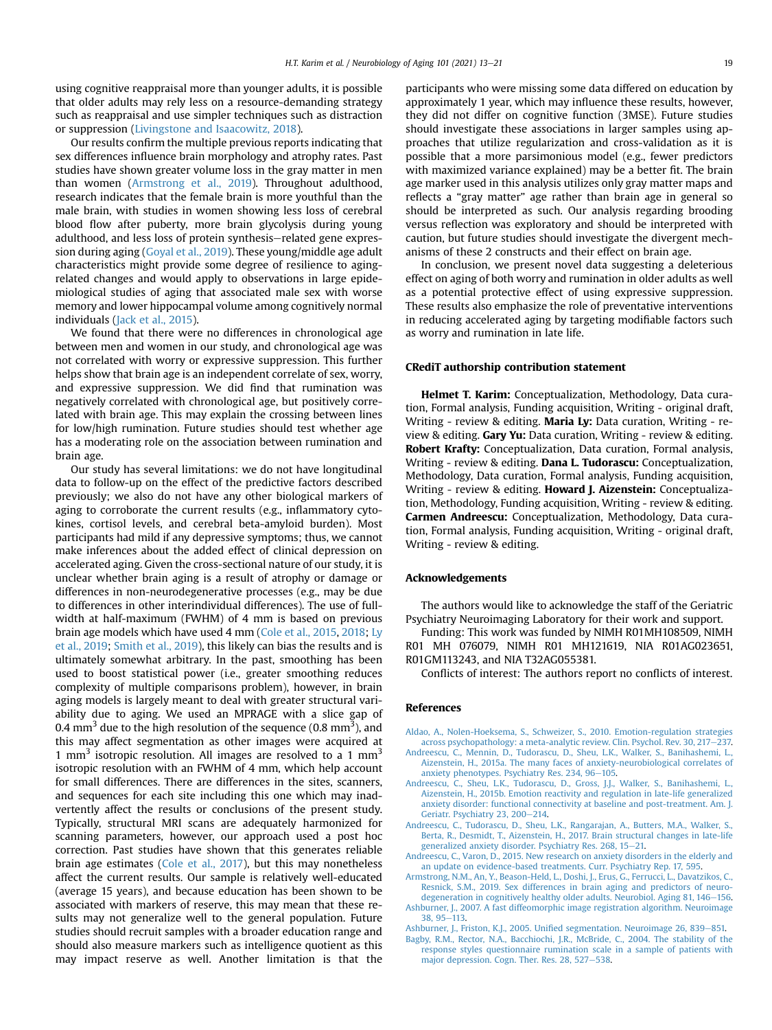using cognitive reappraisal more than younger adults, it is possible that older adults may rely less on a resource-demanding strategy such as reappraisal and use simpler techniques such as distraction or suppression (Livingstone and Isaacowitz, 2018).

Our results confirm the multiple previous reports indicating that sex differences influence brain morphology and atrophy rates. Past studies have shown greater volume loss in the gray matter in men than women (Armstrong et al., 2019). Throughout adulthood, research indicates that the female brain is more youthful than the male brain, with studies in women showing less loss of cerebral blood flow after puberty, more brain glycolysis during young adulthood, and less loss of protein synthesis—related gene expression during aging (Goyal et al., 2019). These young/middle age adult characteristics might provide some degree of resilience to aging-related changes and would apply to observations in large epidemiological studies of aging that associated male sex with worse memory and lower hippocampal volume among cognitively normal individuals (Jack et al., 2015).

We found that there were no differences in chronological age between men and women in our study, and chronological age was not correlated with worry or expressive suppression. This further helps show that brain age is an independent correlate of sex, worry, and expressive suppression. We did find that rumination was negatively correlated with chronological age, but positively correlated with brain age. This may explain the crossing between lines for low/high rumination. Future studies should test whether age has a moderating role on the association between rumination and brain age.

Our study has several limitations: we do not have longitudinal data to follow-up on the effect of the predictive factors described previously; we also do not have any other biological markers of aging to corroborate the current results (e.g., inflammatory cytokines, cortisol levels, and cerebral beta-amyloid burden). Most participants had mild if any depressive symptoms; thus, we cannot make inferences about the added effect of clinical depression on accelerated aging. Given the cross-sectional nature of our study, it is unclear whether brain aging is a result of atrophy or damage or differences in non-neurodegenerative processes (e.g., may be due to differences in other interindividual differences). The use of full-width at half-maximum (FWHM) of 4 mm is based on previous brain age models which have used 4 mm (Cole et al., 2015, 2018; Ly et al., 2019; Smith et al., 2019), this likely can bias the results and is ultimately somewhat arbitrary. In the past, smoothing has been used to boost statistical power (i.e., greater smoothing reduces complexity of multiple comparisons problem), however, in brain aging models is largely meant to deal with greater structural variability due to aging. We used an MPRAGE with a slice gap of 0.4 $mm^3$ due to the high resolution of the sequence (0.8 $mm^3$), and this may affect segmentation as other images were acquired at 1 $mm^3$ isotropic resolution. All images are resolved to a 1 $mm^3$ isotropic resolution with an FWHM of 4 mm, which help account for small differences. There are differences in the sites, scanners, and sequences for each site including this one which may inadvertently affect the results or conclusions of the present study. Typically, structural MRI scans are adequately harmonized for scanning parameters, however, our approach used a post hoc correction. Past studies have shown that this generates reliable brain age estimates (Cole et al., 2017), but this may nonetheless affect the current results. Our sample is relatively well-educated (average 15 years), and because education has been shown to be associated with markers of reserve, this may mean that these results may not generalize well to the general population. Future studies should recruit samples with a broader education range and should also measure markers such as intelligence quotient as this may impact reserve as well. Another limitation is that the participants who were missing some data differed on education by approximately 1 year, which may influence these results, however, they did not differ on cognitive function (3MSE). Future studies should investigate these associations in larger samples using approaches that utilize regularization and cross-validation as it is possible that a more parsimonious model (e.g., fewer predictors with maximized variance explained) may be a better fit. The brain age marker used in this analysis utilizes only gray matter maps and reflects a "gray matter" age rather than brain age in general so should be interpreted as such. Our analysis regarding brooding versus reflection was exploratory and should be interpreted with caution, but future studies should investigate the divergent mechanisms of these 2 constructs and their effect on brain age.

In conclusion, we present novel data suggesting a deleterious effect on aging of both worry and rumination in older adults as well as a potential protective effect of using expressive suppression. These results also emphasize the role of preventative interventions in reducing accelerated aging by targeting modifiable factors such as worry and rumination in late life.

## CRediT authorship contribution statement

**Helmet T. Karim:** Conceptualization, Methodology, Data curation, Formal analysis, Funding acquisition, Writing - original draft, Writing - review & editing. **Maria Ly:** Data curation, Writing - review & editing. **Gary Yu:** Data curation, Writing - review & editing. **Robert Krafty:** Conceptualization, Data curation, Formal analysis, Writing - review & editing. **Dana L. Tudorascu:** Conceptualization, Methodology, Data curation, Formal analysis, Funding acquisition, Writing - review & editing. **Howard J. Aizenstein:** Conceptualization, Methodology, Funding acquisition, Writing - review & editing. **Carmen Andreescu:** Conceptualization, Methodology, Data curation, Formal analysis, Funding acquisition, Writing - original draft, Writing - review & editing.

## Acknowledgements

The authors would like to acknowledge the staff of the Geriatric Psychiatry Neuroimaging Laboratory for their work and support.

Funding: This work was funded by NIMH R01MH108509, NIMH R01 MH 076079, NIMH R01 MH121619, NIA R01AG023651, R01GM113243, and NIA T32AG055381.

Conflicts of interest: The authors report no conflicts of interest.

## References

Aldao, A., Nolen-Hoeksema, S., Schweizer, S., 2010. Emotion-regulation strategies across psychopathology: a meta-analytic review. Clin. Psychol. Rev. 30, 217–237.

Andreescu, C., Mennin, D., Tudorascu, D., Sheu, L.K., Walker, S., Banihashemi, L., Aizenstein, H., 2015a. The many faces of anxiety-neurobiological correlates of anxiety phenotypes. Psychiatry Res. 234, 96–105.

Andreescu, C., Sheu, L.K., Tudorascu, D., Gross, J.J., Walker, S., Banihashemi, L., Aizenstein, H., 2015b. Emotion reactivity and regulation in late-life generalized anxiety disorder: functional connectivity at baseline and post-treatment. Am. J. Geriatr. Psychiatry 23, 200–214.

Andreescu, C., Tudorascu, D., Sheu, L.K., Rangarajan, A., Butters, M.A., Walker, S., Berta, R., Desmidt, T., Aizenstein, H., 2017. Brain structural changes in late-life generalized anxiety disorder. Psychiatry Res. 268, 15–21.

Andreescu, C., Varon, D., 2015. New research on anxiety disorders in the elderly and an update on evidence-based treatments. Curr. Psychiatry Rep. 17, 595.

Armstrong, N.M., An, Y., Beason-Held, L., Doshi, J., Erus, G., Ferrucci, L., Davatzikos, C., Resnick, S.M., 2019. Sex differences in brain aging and predictors of neurodegeneration in cognitively healthy older adults. Neurobiol. Aging 81, 146–156.

Ashburner, J., 2007. A fast diffeomorphic image registration algorithm. Neuroimage 38, 95–113.

Ashburner, J., Friston, K.J., 2005. Unified segmentation. Neuroimage 26, 839–851.

Bagby, R.M., Rector, N.A., Bacchiochi, J.R., McBride, C., 2004. The stability of the response styles questionnaire rumination scale in a sample of patients with major depression. Cogn. Ther. Res. 28, 527–538.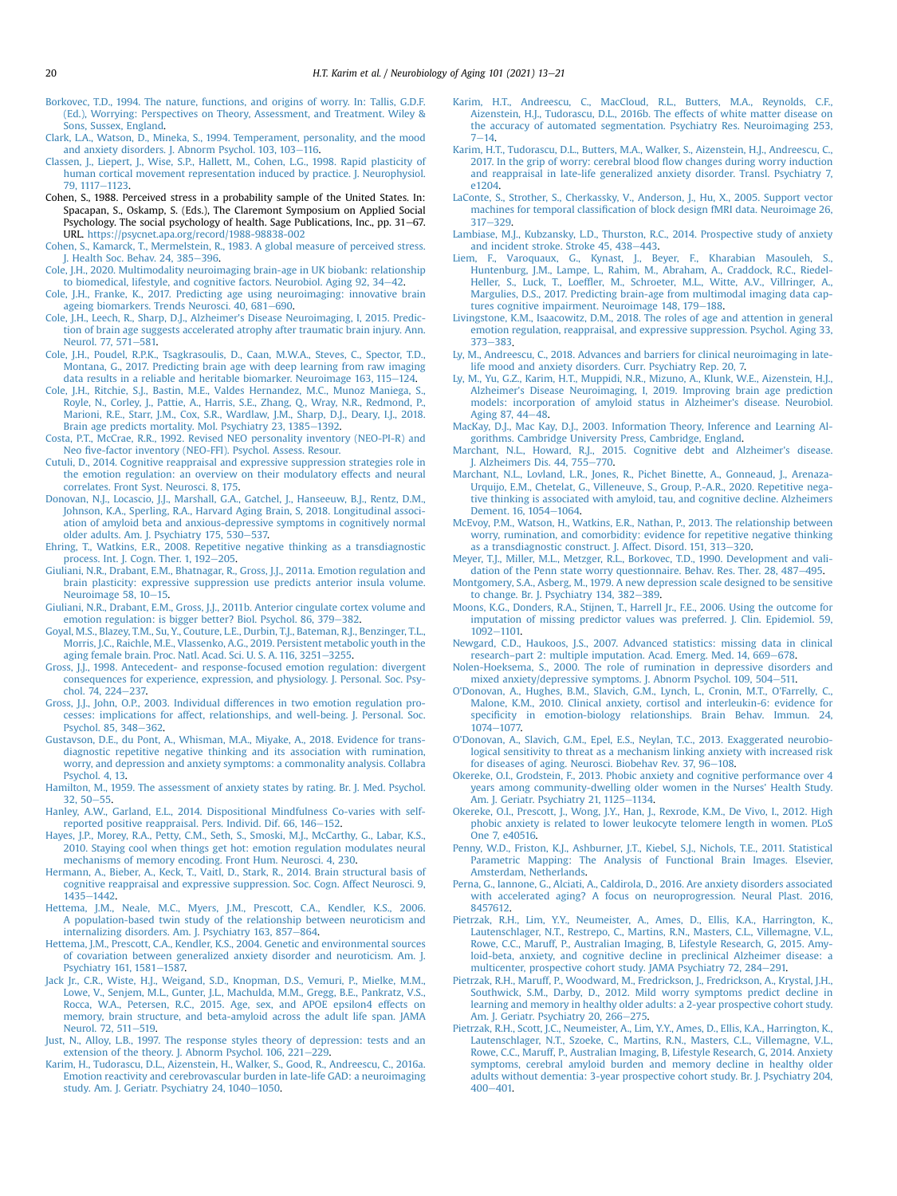Borkovec, T.D., 1994. The nature, functions, and origins of worry. In: Tallis, G.D.F. (Ed.), Worrying: Perspectives on Theory, Assessment, and Treatment. Wiley & Sons, Sussex, England.

Clark, L.A., Watson, D., Mineka, S., 1994. Temperament, personality, and the mood and anxiety disorders. J. Abnorm Psychol. 103, 103–116.

Classen, J., Liepert, J., Wise, S.P., Hallett, M., Cohen, L.G., 1998. Rapid plasticity of human cortical movement representation induced by practice. J. Neurophysiol. 79, 1117–1123.

Cohen, S., 1988. Perceived stress in a probability sample of the United States. In: Spacapan, S., Oskamp, S. (Eds.), The Claremont Symposium on Applied Social Psychology. The social psychology of health. Sage Publications, Inc., pp. 31–67. URL. https://psycnet.apa.org/record/1988-98838-002

Cohen, S., Kamarck, T., Mermelstein, R., 1983. A global measure of perceived stress. J. Health Soc. Behav. 24, 385–396.

Cole, J.H., 2020. Multimodality neuroimaging brain-age in UK biobank: relationship to biomedical, lifestyle, and cognitive factors. Neurobiol. Aging 92, 34–42.

Cole, J.H., Franke, K., 2017. Predicting age using neuroimaging: innovative brain ageing biomarkers. Trends Neurosci. 40, 681–690.

Cole, J.H., Leech, R., Sharp, D.J., Alzheimer's Disease Neuroimaging, I, 2015. Prediction of brain age suggests accelerated atrophy after traumatic brain injury. Ann. Neurol. 77, 571–581.

Cole, J.H., Poudel, R.P.K., Tsagkrasoulis, D., Caan, M.W.A., Steves, C., Spector, T.D., Montana, G., 2017. Predicting brain age with deep learning from raw imaging data results in a reliable and heritable biomarker. Neuroimage 163, 115–124.

Cole, J.H., Ritchie, S.J., Bastin, M.E., Valdes Hernandez, M.C., Munoz Maniega, S., Royle, N., Corley, J., Pattie, A., Harris, S.E., Zhang, Q., Wray, N.R., Redmond, P., Marioni, R.E., Starr, J.M., Cox, S.R., Wardlaw, J.M., Sharp, D.J., Deary, I.J., 2018. Brain age predicts mortality. Mol. Psychiatry 23, 1385–1392.

Costa, P.T., McCrae, R.R., 1992. Revised NEO personality inventory (NEO-PI-R) and Neo five-factor inventory (NEO-FFI). Psychol. Assess. Resour.

Cutuli, D., 2014. Cognitive reappraisal and expressive suppression strategies role in the emotion regulation: an overview on their modulatory effects and neural correlates. Front Syst. Neurosci. 8, 175.

Donovan, N.J., Locascio, J.J., Marshall, G.A., Gatchel, J., Hanseeuw, B.J., Rentz, D.M., Johnson, K.A., Sperling, R.A., Harvard Aging Brain, S, 2018. Longitudinal association of amyloid beta and anxious-depressive symptoms in cognitively normal older adults. Am. J. Psychiatry 175, 530–537.

Ehring, T., Watkins, E.R., 2008. Repetitive negative thinking as a transdiagnostic process. Int. J. Cogn. Ther. 1, 192–205.

Giuliani, N.R., Drabant, E.M., Bhatnagar, R., Gross, J.J., 2011a. Emotion regulation and brain plasticity: expressive suppression use predicts anterior insula volume. Neuroimage 58, 10–15.

Giuliani, N.R., Drabant, E.M., Gross, J.J., 2011b. Anterior cingulate cortex volume and emotion regulation: is bigger better? Biol. Psychol. 86, 379–382.

Goyal, M.S., Blazey, T.M., Su, Y., Couture, L.E., Durbin, T.J., Bateman, R.J., Benzinger, T.L., Morris, J.C., Raichle, M.E., Vlassenko, A.G., 2019. Persistent metabolic youth in the aging female brain. Proc. Natl. Acad. Sci. U. S. A. 116, 3251–3255.

Gross, J.J., 1998. Antecedent- and response-focused emotion regulation: divergent consequences for experience, expression, and physiology. J. Personal. Soc. Psychol. 74, 224–237.

Gross, J.J., John, O.P., 2003. Individual differences in two emotion regulation processes: implications for affect, relationships, and well-being. J. Personal. Soc. Psychol. 85, 348–362.

Gustavson, D.E., du Pont, A., Whisman, M.A., Miyake, A., 2018. Evidence for transdiagnostic repetitive negative thinking and its association with rumination, worry, and depression and anxiety symptoms: a commonality analysis. Collabra Psychol. 4, 13.

Hamilton, M., 1959. The assessment of anxiety states by rating. Br. J. Med. Psychol. 32, 50–55.

Hanley, A.W., Garland, E.L., 2014. Dispositional Mindfulness Co-varies with self-reported positive reappraisal. Pers. Individ. Dif. 66, 146–152.

Hayes, J.P., Morey, R.A., Petty, C.M., Seth, S., Smoski, M.J., McCarthy, G., Labar, K.S., 2010. Staying cool when things get hot: emotion regulation modulates neural mechanisms of memory encoding. Front Hum. Neurosci. 4, 230.

Hermann, A., Bieber, A., Keck, T., Vaitl, D., Stark, R., 2014. Brain structural basis of cognitive reappraisal and expressive suppression. Soc. Cogn. Affect Neurosci. 9, 1435–1442.

Hettema, J.M., Neale, M.C., Myers, J.M., Prescott, C.A., Kendler, K.S., 2006. A population-based twin study of the relationship between neuroticism and internalizing disorders. Am. J. Psychiatry 163, 857–864.

Hettema, J.M., Prescott, C.A., Kendler, K.S., 2004. Genetic and environmental sources of covariation between generalized anxiety disorder and neuroticism. Am. J. Psychiatry 161, 1581–1587.

Jack Jr., C.R., Wiste, H.J., Weigand, S.D., Knopman, D.S., Vemuri, P., Mielke, M.M., Lowe, V., Senjem, M.L., Gunter, J.L., Machulda, M.M., Gregg, B.E., Pankratz, V.S., Rocca, W.A., Petersen, R.C., 2015. Age, sex, and APOE epsilon4 effects on memory, brain structure, and beta-amyloid across the adult life span. JAMA Neurol. 72, 511–519.

Just, N., Alloy, L.B., 1997. The response styles theory of depression: tests and an extension of the theory. J. Abnorm Psychol. 106, 221–229.

Karim, H., Tudorascu, D.L., Aizenstein, H., Walker, S., Good, R., Andreescu, C., 2016a. Emotion reactivity and cerebrovascular burden in late-life GAD: a neuroimaging study. Am. J. Geriatr. Psychiatry 24, 1040–1050.

Karim, H.T., Andreescu, C., MacCloud, R.L., Butters, M.A., Reynolds, C.F., Aizenstein, H.J., Tudorascu, D.L., 2016b. The effects of white matter disease on the accuracy of automated segmentation. Psychiatry Res. Neuroimaging 253, 7–14.

Karim, H.T., Tudorascu, D.L., Butters, M.A., Walker, S., Aizenstein, H.J., Andreescu, C., 2017. In the grip of worry: cerebral blood flow changes during worry induction and reappraisal in late-life generalized anxiety disorder. Transl. Psychiatry 7, e1204.

LaConte, S., Strother, S., Cherkassky, V., Anderson, J., Hu, X., 2005. Support vector machines for temporal classification of block design fMRI data. Neuroimage 26, 317–329.

Lambiase, M.J., Kubzansky, L.D., Thurston, R.C., 2014. Prospective study of anxiety and incident stroke. Stroke 45, 438–443.

Liem, F., Varoquaux, G., Kynast, J., Beyer, F., Kharabian Masouleh, S., Huntenburg, J.M., Lampe, L., Rahim, M., Abraham, A., Craddock, R.C., Riedel-Heller, S., Luck, T., Loeffler, M., Schroeter, M.L., Witte, A.V., Villringer, A., Margulies, D.S., 2017. Predicting brain-age from multimodal imaging data captures cognitive impairment. Neuroimage 148, 179–188.

Livingstone, K.M., Isaacowitz, D.M., 2018. The roles of age and attention in general emotion regulation, reappraisal, and expressive suppression. Psychol. Aging 33, 373–383.

Ly, M., Andreescu, C., 2018. Advances and barriers for clinical neuroimaging in late-life mood and anxiety disorders. Curr. Psychiatry Rep. 20, 7.

Ly, M., Yu, G.Z., Karim, H.T., Muppidi, N.R., Mizuno, A., Klunk, W.E., Aizenstein, H.J., Alzheimer's Disease Neuroimaging, I, 2019. Improving brain age prediction models: incorporation of amyloid status in Alzheimer's disease. Neurobiol. Aging 87, 44–48.

MacKay, D.J., Mac Kay, D.J., 2003. Information Theory, Inference and Learning Algorithms. Cambridge University Press, Cambridge, England.

Marchant, N.L., Howard, R.J., 2015. Cognitive debt and Alzheimer's disease. J. Alzheimers Dis. 44, 755–770.

Marchant, N.L., Lovland, L.R., Jones, R., Pichet Binette, A., Gonneaud, J., Arenaza-Urquijo, E.M., Chetelat, G., Villeneuve, S., Group, P.-A.R., 2020. Repetitive negative thinking is associated with amyloid, tau, and cognitive decline. Alzheimers Dement. 16, 1054–1064.

McEvoy, P.M., Watson, H., Watkins, E.R., Nathan, P., 2013. The relationship between worry, rumination, and comorbidity: evidence for repetitive negative thinking as a transdiagnostic construct. J. Affect. Disord. 151, 313–320.

Meyer, T.J., Miller, M.L., Metzger, R.L., Borkovec, T.D., 1990. Development and validation of the Penn state worry questionnaire. Behav. Res. Ther. 28, 487–495.

Montgomery, S.A., Asberg, M., 1979. A new depression scale designed to be sensitive to change. Br. J. Psychiatry 134, 382–389.

Moons, K.G., Donders, R.A., Stijnen, T., Harrell Jr., F.E., 2006. Using the outcome for imputation of missing predictor values was preferred. J. Clin. Epidemiol. 59, 1092–1101.

Newgard, C.D., Haukoos, J.S., 2007. Advanced statistics: missing data in clinical research–part 2: multiple imputation. Acad. Emerg. Med. 14, 669–678.

Nolen-Hoeksema, S., 2000. The role of rumination in depressive disorders and mixed anxiety/depressive symptoms. J. Abnorm Psychol. 109, 504–511.

O'Donovan, A., Hughes, B.M., Slavich, G.M., Lynch, L., Cronin, M.T., O'Farrelly, C., Malone, K.M., 2010. Clinical anxiety, cortisol and interleukin-6: evidence for specificity in emotion-biology relationships. Brain Behav. Immun. 24, 1074–1077.

O'Donovan, A., Slavich, G.M., Epel, E.S., Neylan, T.C., 2013. Exaggerated neurobiological sensitivity to threat as a mechanism linking anxiety with increased risk for diseases of aging. Neurosci. Biobehav Rev. 37, 96–108.

Okereke, O.I., Grodstein, F., 2013. Phobic anxiety and cognitive performance over 4 years among community-dwelling older women in the Nurses' Health Study. Am. J. Geriatr. Psychiatry 21, 1125–1134.

Okereke, O.I., Prescott, J., Wong, J.Y., Han, J., Rexrode, K.M., De Vivo, I., 2012. High phobic anxiety is related to lower leukocyte telomere length in women. PLoS One 7, e40516.

Penny, W.D., Friston, K.J., Ashburner, J.T., Kiebel, S.J., Nichols, T.E., 2011. Statistical Parametric Mapping: The Analysis of Functional Brain Images. Elsevier, Amsterdam, Netherlands.

Perna, G., Iannone, G., Alciati, A., Caldirola, D., 2016. Are anxiety disorders associated with accelerated aging? A focus on neuroprogression. Neural Plast. 2016, 8457612.

Pietrzak, R.H., Lim, Y.Y., Neumeister, A., Ames, D., Ellis, K.A., Harrington, K., Lautenschlager, N.T., Restrepo, C., Martins, R.N., Masters, C.L., Villemagne, V.L., Rowe, C.C., Maruff, P., Australian Imaging, B, Lifestyle Research, G, 2015. Amyloid-beta, anxiety, and cognitive decline in preclinical Alzheimer disease: a multicenter, prospective cohort study. JAMA Psychiatry 72, 284–291.

Pietrzak, R.H., Maruff, P., Woodward, M., Fredrickson, J., Fredrickson, A., Krystal, J.H., Southwick, S.M., Darby, D., 2012. Mild worry symptoms predict decline in learning and memory in healthy older adults: a 2-year prospective cohort study. Am. J. Geriatr. Psychiatry 20, 266–275.

Pietrzak, R.H., Scott, J.C., Neumeister, A., Lim, Y.Y., Ames, D., Ellis, K.A., Harrington, K., Lautenschlager, N.T., Szoeke, C., Martins, R.N., Masters, C.L., Villemagne, V.L., Rowe, C.C., Maruff, P., Australian Imaging, B, Lifestyle Research, G, 2014. Anxiety symptoms, cerebral amyloid burden and memory decline in healthy older adults without dementia: 3-year prospective cohort study. Br. J. Psychiatry 204, 400–401.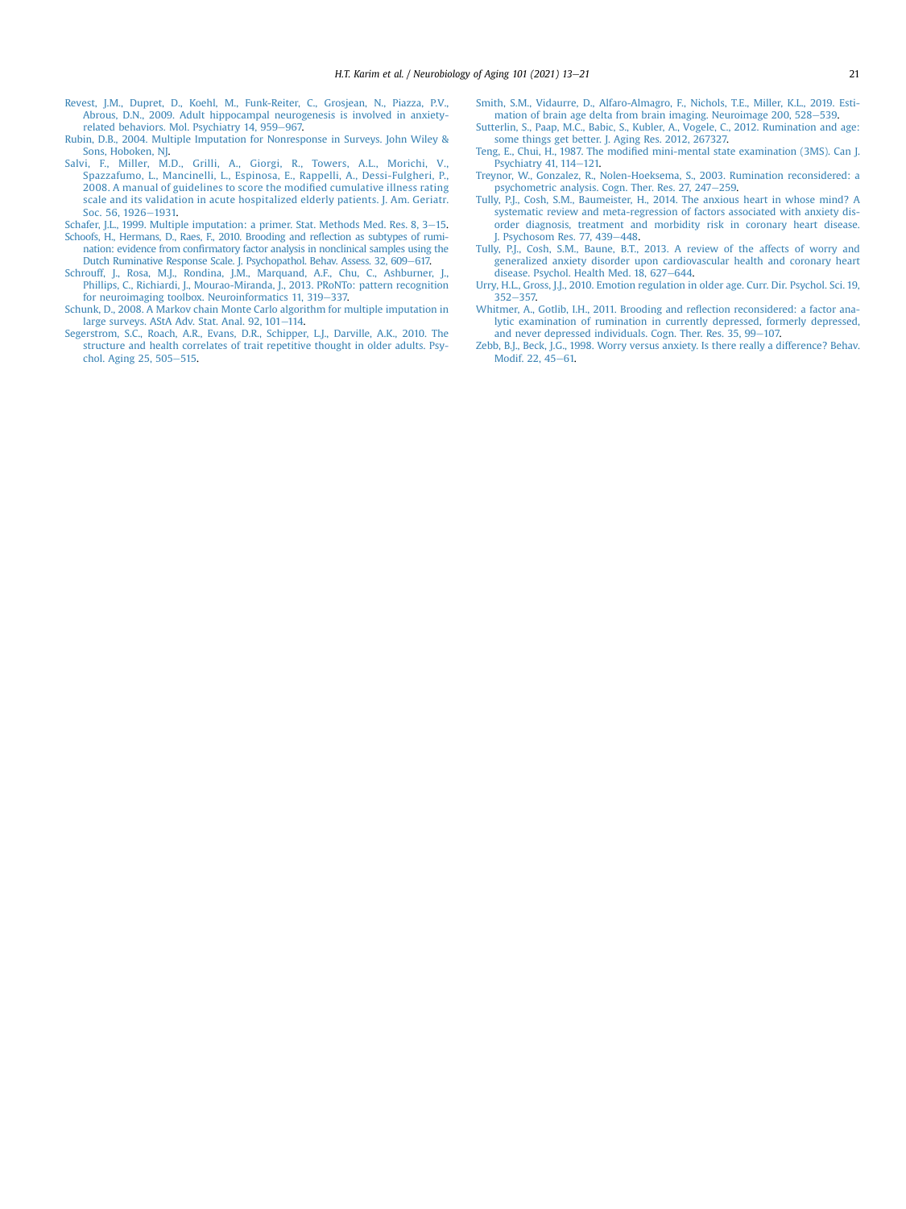Revest, J.M., Dupret, D., Koehl, M., Funk-Reiter, C., Grosjean, N., Piazza, P.V., Abrous, D.N., 2009. Adult hippocampal neurogenesis is involved in anxiety-related behaviors. Mol. Psychiatry 14, 959–967.

Rubin, D.B., 2004. Multiple Imputation for Nonresponse in Surveys. John Wiley & Sons, Hoboken, NJ.

Salvi, F., Miller, M.D., Grilli, A., Giorgi, R., Towers, A.L., Morichi, V., Spazzafumo, L., Mancinelli, L., Espinosa, E., Rappelli, A., Dessi-Fulgheri, P., 2008. A manual of guidelines to score the modified cumulative illness rating scale and its validation in acute hospitalized elderly patients. J. Am. Geriatr. Soc. 56, 1926–1931.

Schafer, J.L., 1999. Multiple imputation: a primer. Stat. Methods Med. Res. 8, 3–15.

Schoofs, H., Hermans, D., Raes, F., 2010. Brooding and reflection as subtypes of rumination: evidence from confirmatory factor analysis in nonclinical samples using the Dutch Ruminative Response Scale. J. Psychopathol. Behav. Assess. 32, 609–617.

Schrouff, J., Rosa, M.J., Rondina, J.M., Marquand, A.F., Chu, C., Ashburner, J., Phillips, C., Richiardi, J., Mourao-Miranda, J., 2013. PRoNTo: pattern recognition for neuroimaging toolbox. Neuroinformatics 11, 319–337.

Schunk, D., 2008. A Markov chain Monte Carlo algorithm for multiple imputation in large surveys. AStA Adv. Stat. Anal. 92, 101–114.

Segerstrom, S.C., Roach, A.R., Evans, D.R., Schipper, L.J., Darville, A.K., 2010. The structure and health correlates of trait repetitive thought in older adults. Psychol. Aging 25, 505–515.

Smith, S.M., Vidaurre, D., Alfaro-Almagro, F., Nichols, T.E., Miller, K.L., 2019. Estimation of brain age delta from brain imaging. Neuroimage 200, 528–539.

Sutterlin, S., Paap, M.C., Babic, S., Kubler, A., Vogele, C., 2012. Rumination and age: some things get better. J. Aging Res. 2012, 267327.

Teng, E., Chui, H., 1987. The modified mini-mental state examination (3MS). Can J. Psychiatry 41, 114–121.

Treynor, W., Gonzalez, R., Nolen-Hoeksema, S., 2003. Rumination reconsidered: a psychometric analysis. Cogn. Ther. Res. 27, 247–259.

Tully, P.J., Cosh, S.M., Baumeister, H., 2014. The anxious heart in whose mind? A systematic review and meta-regression of factors associated with anxiety disorder diagnosis, treatment and morbidity risk in coronary heart disease. J. Psychosom Res. 77, 439–448.

Tully, P.J., Cosh, S.M., Baune, B.T., 2013. A review of the affects of worry and generalized anxiety disorder upon cardiovascular health and coronary heart disease. Psychol. Health Med. 18, 627–644.

Urry, H.L., Gross, J.J., 2010. Emotion regulation in older age. Curr. Dir. Psychol. Sci. 19, 352–357.

Whitmer, A., Gotlib, I.H., 2011. Brooding and reflection reconsidered: a factor analytic examination of rumination in currently depressed, formerly depressed, and never depressed individuals. Cogn. Ther. Res. 35, 99–107.

Zebb, B.J., Beck, J.G., 1998. Worry versus anxiety. Is there really a difference? Behav. Modif. 22, 45–61.